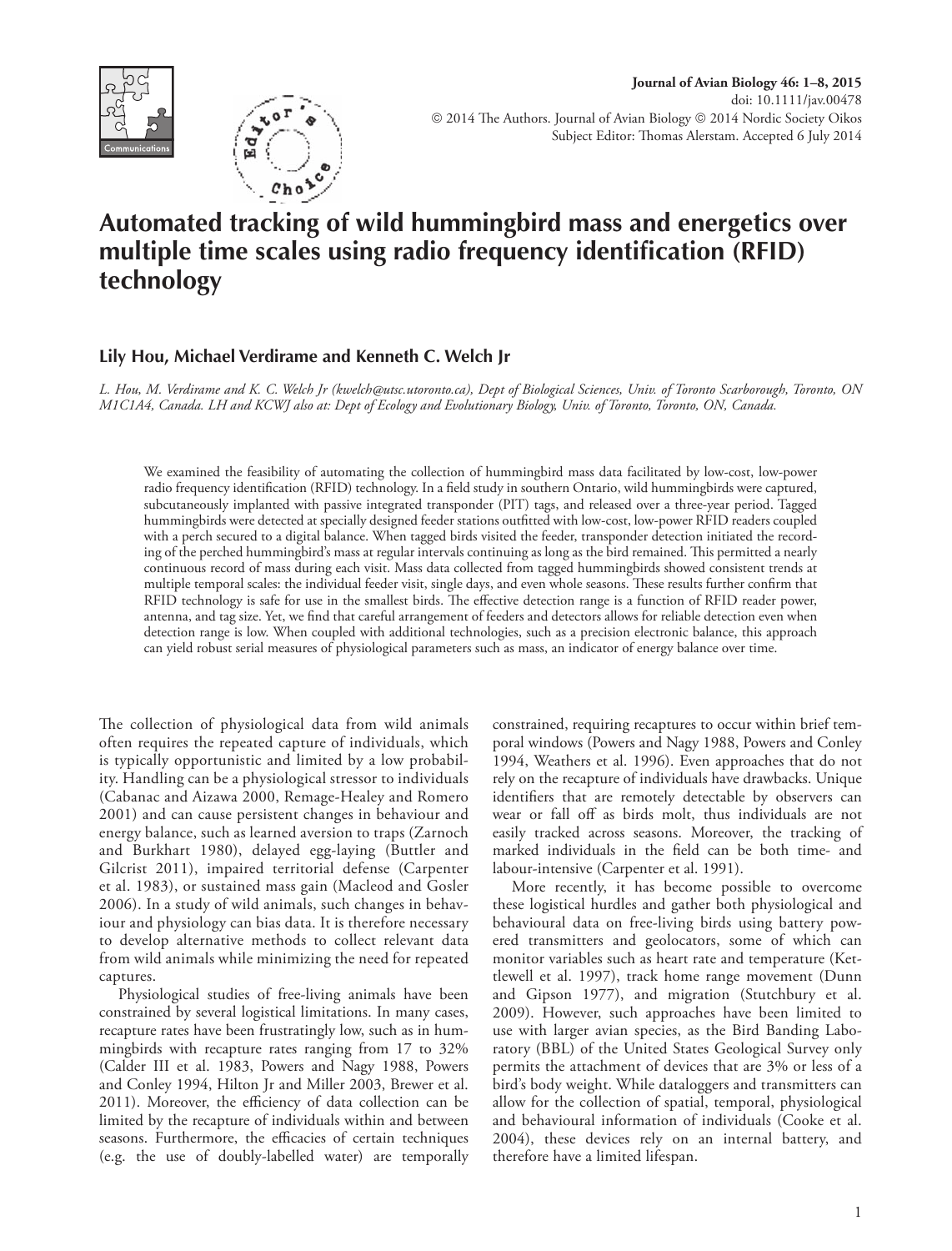Journal of Avian Biology 46: 1–8, 2015
doi: 10.1111/jav.00478
© 2014 The Authors. Journal of Avian Biology © 2014 Nordic Society Oikos
Subject Editor: Thomas Alerstam. Accepted 6 July 2014

# Automated tracking of wild hummingbird mass and energetics over multiple time scales using radio frequency identification (RFID) technology

**Lily Hou, Michael Verdirame and Kenneth C. Welch Jr**

*L. Hou, M. Verdirame and K. C. Welch Jr (kwelch@utsc.utoronto.ca), Dept of Biological Sciences, Univ. of Toronto Scarborough, Toronto, ON M1C1A4, Canada. LH and KCWJ also at: Dept of Ecology and Evolutionary Biology, Univ. of Toronto, Toronto, ON, Canada.*

We examined the feasibility of automating the collection of hummingbird mass data facilitated by low-cost, low-power radio frequency identification (RFID) technology. In a field study in southern Ontario, wild hummingbirds were captured, subcutaneously implanted with passive integrated transponder (PIT) tags, and released over a three-year period. Tagged hummingbirds were detected at specially designed feeder stations outfitted with low-cost, low-power RFID readers coupled with a perch secured to a digital balance. When tagged birds visited the feeder, transponder detection initiated the recording of the perched hummingbird's mass at regular intervals continuing as long as the bird remained. This permitted a nearly continuous record of mass during each visit. Mass data collected from tagged hummingbirds showed consistent trends at multiple temporal scales: the individual feeder visit, single days, and even whole seasons. These results further confirm that RFID technology is safe for use in the smallest birds. The effective detection range is a function of RFID reader power, antenna, and tag size. Yet, we find that careful arrangement of feeders and detectors allows for reliable detection even when detection range is low. When coupled with additional technologies, such as a precision electronic balance, this approach can yield robust serial measures of physiological parameters such as mass, an indicator of energy balance over time.

The collection of physiological data from wild animals often requires the repeated capture of individuals, which is typically opportunistic and limited by a low probability. Handling can be a physiological stressor to individuals (Cabanac and Aizawa 2000, Remage-Healey and Romero 2001) and can cause persistent changes in behaviour and energy balance, such as learned aversion to traps (Zarnoch and Burkhart 1980), delayed egg-laying (Buttler and Gilcrist 2011), impaired territorial defense (Carpenter et al. 1983), or sustained mass gain (Macleod and Gosler 2006). In a study of wild animals, such changes in behaviour and physiology can bias data. It is therefore necessary to develop alternative methods to collect relevant data from wild animals while minimizing the need for repeated captures.

Physiological studies of free-living animals have been constrained by several logistical limitations. In many cases, recapture rates have been frustratingly low, such as in hummingbirds with recapture rates ranging from 17 to 32% (Calder III et al. 1983, Powers and Nagy 1988, Powers and Conley 1994, Hilton Jr and Miller 2003, Brewer et al. 2011). Moreover, the efficiency of data collection can be limited by the recapture of individuals within and between seasons. Furthermore, the efficacies of certain techniques (e.g. the use of doubly-labelled water) are temporally constrained, requiring recaptures to occur within brief temporal windows (Powers and Nagy 1988, Powers and Conley 1994, Weathers et al. 1996). Even approaches that do not rely on the recapture of individuals have drawbacks. Unique identifiers that are remotely detectable by observers can wear or fall off as birds molt, thus individuals are not easily tracked across seasons. Moreover, the tracking of marked individuals in the field can be both time- and labour-intensive (Carpenter et al. 1991).

More recently, it has become possible to overcome these logistical hurdles and gather both physiological and behavioural data on free-living birds using battery powered transmitters and geolocators, some of which can monitor variables such as heart rate and temperature (Kettlewell et al. 1997), track home range movement (Dunn and Gipson 1977), and migration (Stutchbury et al. 2009). However, such approaches have been limited to use with larger avian species, as the Bird Banding Laboratory (BBL) of the United States Geological Survey only permits the attachment of devices that are 3% or less of a bird's body weight. While dataloggers and transmitters can allow for the collection of spatial, temporal, physiological and behavioural information of individuals (Cooke et al. 2004), these devices rely on an internal battery, and therefore have a limited lifespan.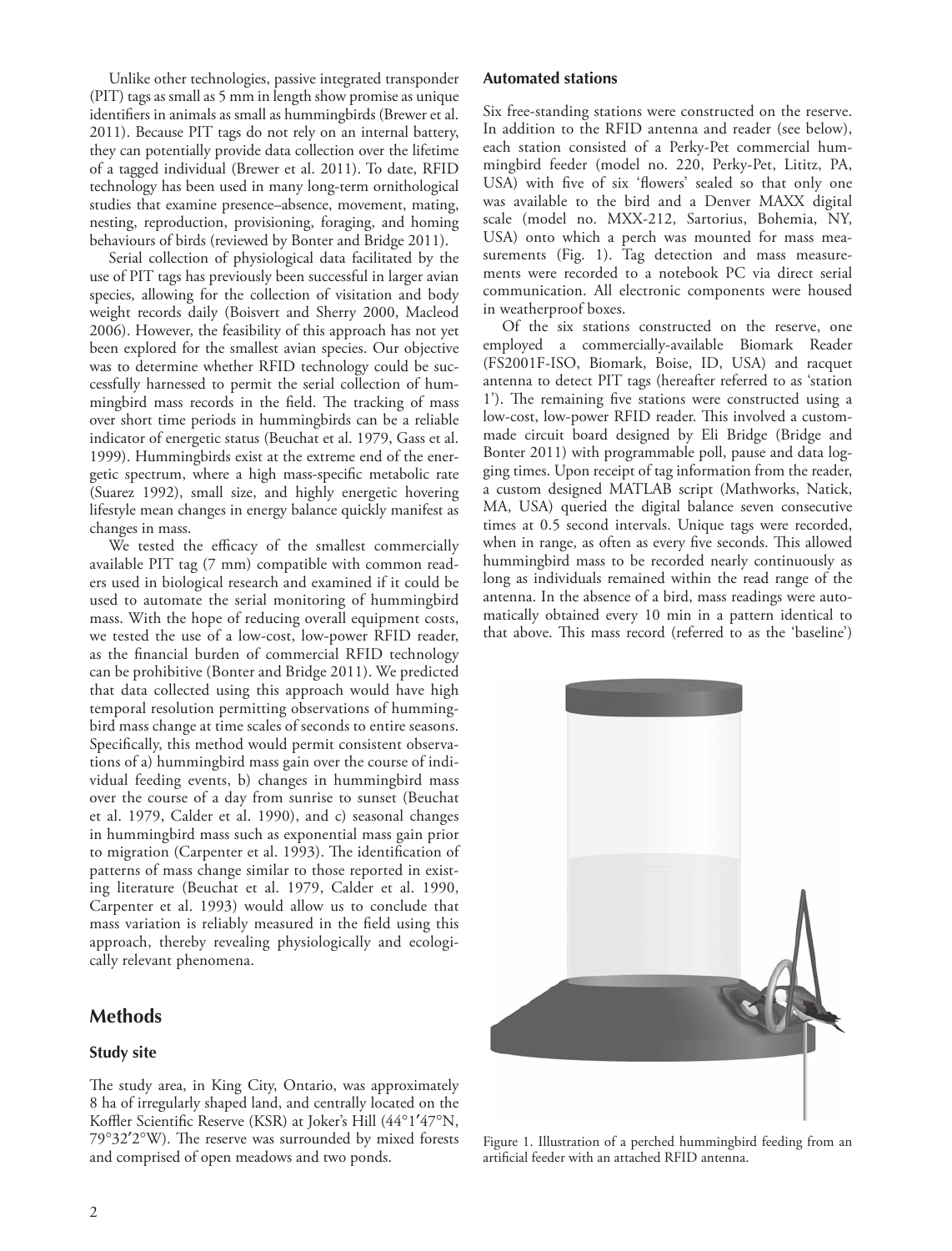Unlike other technologies, passive integrated transponder (PIT) tags as small as 5 mm in length show promise as unique identifiers in animals as small as hummingbirds (Brewer et al. 2011). Because PIT tags do not rely on an internal battery, they can potentially provide data collection over the lifetime of a tagged individual (Brewer et al. 2011). To date, RFID technology has been used in many long-term ornithological studies that examine presence–absence, movement, mating, nesting, reproduction, provisioning, foraging, and homing behaviours of birds (reviewed by Bonter and Bridge 2011).

Serial collection of physiological data facilitated by the use of PIT tags has previously been successful in larger avian species, allowing for the collection of visitation and body weight records daily (Boisvert and Sherry 2000, Macleod 2006). However, the feasibility of this approach has not yet been explored for the smallest avian species. Our objective was to determine whether RFID technology could be successfully harnessed to permit the serial collection of hummingbird mass records in the field. The tracking of mass over short time periods in hummingbirds can be a reliable indicator of energetic status (Beuchat et al. 1979, Gass et al. 1999). Hummingbirds exist at the extreme end of the energetic spectrum, where a high mass-specific metabolic rate (Suarez 1992), small size, and highly energetic hovering lifestyle mean changes in energy balance quickly manifest as changes in mass.

We tested the efficacy of the smallest commercially available PIT tag (7 mm) compatible with common readers used in biological research and examined if it could be used to automate the serial monitoring of hummingbird mass. With the hope of reducing overall equipment costs, we tested the use of a low-cost, low-power RFID reader, as the financial burden of commercial RFID technology can be prohibitive (Bonter and Bridge 2011). We predicted that data collected using this approach would have high temporal resolution permitting observations of hummingbird mass change at time scales of seconds to entire seasons. Specifically, this method would permit consistent observations of a) hummingbird mass gain over the course of individual feeding events, b) changes in hummingbird mass over the course of a day from sunrise to sunset (Beuchat et al. 1979, Calder et al. 1990), and c) seasonal changes in hummingbird mass such as exponential mass gain prior to migration (Carpenter et al. 1993). The identification of patterns of mass change similar to those reported in existing literature (Beuchat et al. 1979, Calder et al. 1990, Carpenter et al. 1993) would allow us to conclude that mass variation is reliably measured in the field using this approach, thereby revealing physiologically and ecologically relevant phenomena.

## Methods

### Study site

The study area, in King City, Ontario, was approximately 8 ha of irregularly shaped land, and centrally located on the Koffler Scientific Reserve (KSR) at Joker's Hill (44°1′47″N, 79°32′2″W). The reserve was surrounded by mixed forests and comprised of open meadows and two ponds.

### Automated stations

Six free-standing stations were constructed on the reserve. In addition to the RFID antenna and reader (see below), each station consisted of a Perky-Pet commercial hummingbird feeder (model no. 220, Perky-Pet, Lititz, PA, USA) with five of six 'flowers' sealed so that only one was available to the bird and a Denver MAXX digital scale (model no. MXX-212, Sartorius, Bohemia, NY, USA) onto which a perch was mounted for mass measurements (Fig. 1). Tag detection and mass measurements were recorded to a notebook PC via direct serial communication. All electronic components were housed in weatherproof boxes.

Of the six stations constructed on the reserve, one employed a commercially-available Biomark Reader (FS2001F-ISO, Biomark, Boise, ID, USA) and racquet antenna to detect PIT tags (hereafter referred to as 'station 1'). The remaining five stations were constructed using a low-cost, low-power RFID reader. This involved a custom-made circuit board designed by Eli Bridge (Bridge and Bonter 2011) with programmable poll, pause and data logging times. Upon receipt of tag information from the reader, a custom designed MATLAB script (Mathworks, Natick, MA, USA) queried the digital balance seven consecutive times at 0.5 second intervals. Unique tags were recorded, when in range, as often as every five seconds. This allowed hummingbird mass to be recorded nearly continuously as long as individuals remained within the read range of the antenna. In the absence of a bird, mass readings were automatically obtained every 10 min in a pattern identical to that above. This mass record (referred to as the 'baseline')

Figure 1. Illustration of a perched hummingbird feeding from an artificial feeder with an attached RFID antenna.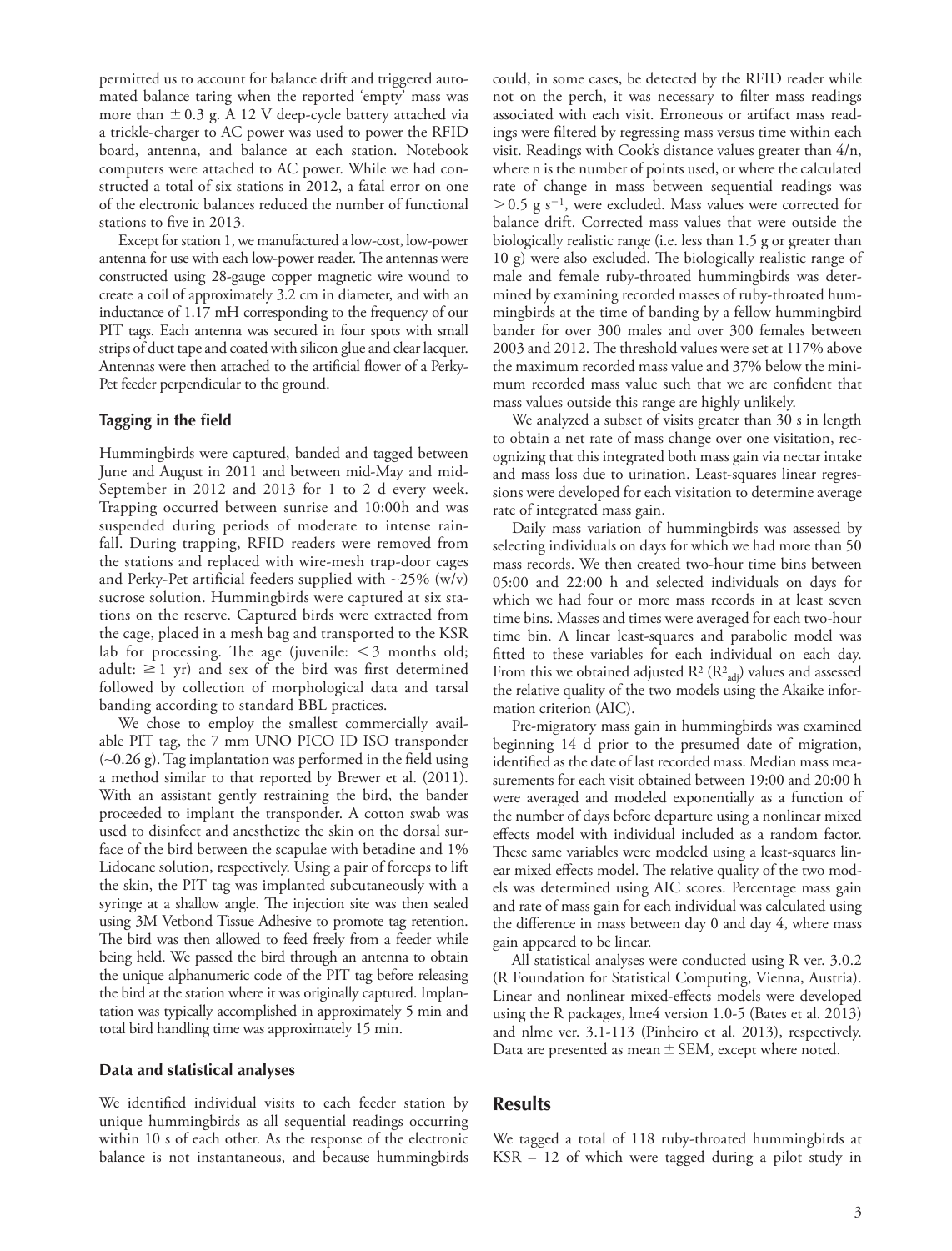permitted us to account for balance drift and triggered automated balance taring when the reported 'empty' mass was more than $\pm$ 0.3 g. A 12 V deep-cycle battery attached via a trickle-charger to AC power was used to power the RFID board, antenna, and balance at each station. Notebook computers were attached to AC power. While we had constructed a total of six stations in 2012, a fatal error on one of the electronic balances reduced the number of functional stations to five in 2013.

Except for station 1, we manufactured a low-cost, low-power antenna for use with each low-power reader. The antennas were constructed using 28-gauge copper magnetic wire wound to create a coil of approximately 3.2 cm in diameter, and with an inductance of 1.17 mH corresponding to the frequency of our PIT tags. Each antenna was secured in four spots with small strips of duct tape and coated with silicon glue and clear lacquer. Antennas were then attached to the artificial flower of a Perky-Pet feeder perpendicular to the ground.

### Tagging in the field

Hummingbirds were captured, banded and tagged between June and August in 2011 and between mid-May and mid-September in 2012 and 2013 for 1 to 2 d every week. Trapping occurred between sunrise and 10:00h and was suspended during periods of moderate to intense rainfall. During trapping, RFID readers were removed from the stations and replaced with wire-mesh trap-door cages and Perky-Pet artificial feeders supplied with ~25% (w/v) sucrose solution. Hummingbirds were captured at six stations on the reserve. Captured birds were extracted from the cage, placed in a mesh bag and transported to the KSR lab for processing. The age (juvenile: $<3$ months old; adult: $\geq 1$ yr) and sex of the bird was first determined followed by collection of morphological data and tarsal banding according to standard BBL practices.

We chose to employ the smallest commercially available PIT tag, the 7 mm UNO PICO ID ISO transponder (~0.26 g). Tag implantation was performed in the field using a method similar to that reported by Brewer et al. (2011). With an assistant gently restraining the bird, the bander proceeded to implant the transponder. A cotton swab was used to disinfect and anesthetize the skin on the dorsal surface of the bird between the scapulae with betadine and 1% Lidocane solution, respectively. Using a pair of forceps to lift the skin, the PIT tag was implanted subcutaneously with a syringe at a shallow angle. The injection site was then sealed using 3M Vetbond Tissue Adhesive to promote tag retention. The bird was then allowed to feed freely from a feeder while being held. We passed the bird through an antenna to obtain the unique alphanumeric code of the PIT tag before releasing the bird at the station where it was originally captured. Implantation was typically accomplished in approximately 5 min and total bird handling time was approximately 15 min.

### Data and statistical analyses

We identified individual visits to each feeder station by unique hummingbirds as all sequential readings occurring within 10 s of each other. As the response of the electronic balance is not instantaneous, and because hummingbirds could, in some cases, be detected by the RFID reader while not on the perch, it was necessary to filter mass readings associated with each visit. Erroneous or artifact mass readings were filtered by regressing mass versus time within each visit. Readings with Cook's distance values greater than 4/n, where n is the number of points used, or where the calculated rate of change in mass between sequential readings was $>0.5$ g s$^{-1}$, were excluded. Mass values were corrected for balance drift. Corrected mass values that were outside the biologically realistic range (i.e. less than 1.5 g or greater than 10 g) were also excluded. The biologically realistic range of male and female ruby-throated hummingbirds was determined by examining recorded masses of ruby-throated hummingbirds at the time of banding by a fellow hummingbird bander for over 300 males and over 300 females between 2003 and 2012. The threshold values were set at 117% above the maximum recorded mass value and 37% below the minimum recorded mass value such that we are confident that mass values outside this range are highly unlikely.

We analyzed a subset of visits greater than 30 s in length to obtain a net rate of mass change over one visitation, recognizing that this integrated both mass gain via nectar intake and mass loss due to urination. Least-squares linear regressions were developed for each visitation to determine average rate of integrated mass gain.

Daily mass variation of hummingbirds was assessed by selecting individuals on days for which we had more than 50 mass records. We then created two-hour time bins between 05:00 and 22:00 h and selected individuals on days for which we had four or more mass records in at least seven time bins. Masses and times were averaged for each two-hour time bin. A linear least-squares and parabolic model was fitted to these variables for each individual on each day. From this we obtained adjusted $R^2$ ($R^2_{adj}$) values and assessed the relative quality of the two models using the Akaike information criterion (AIC).

Pre-migratory mass gain in hummingbirds was examined beginning 14 d prior to the presumed date of migration, identified as the date of last recorded mass. Median mass measurements for each visit obtained between 19:00 and 20:00 h were averaged and modeled exponentially as a function of the number of days before departure using a nonlinear mixed effects model with individual included as a random factor. These same variables were modeled using a least-squares linear mixed effects model. The relative quality of the two models was determined using AIC scores. Percentage mass gain and rate of mass gain for each individual was calculated using the difference in mass between day 0 and day 4, where mass gain appeared to be linear.

All statistical analyses were conducted using R ver. 3.0.2 (R Foundation for Statistical Computing, Vienna, Austria). Linear and nonlinear mixed-effects models were developed using the R packages, lme4 version 1.0-5 (Bates et al. 2013) and nlme ver. 3.1-113 (Pinheiro et al. 2013), respectively. Data are presented as mean $\pm$ SEM, except where noted.

## Results

We tagged a total of 118 ruby-throated hummingbirds at KSR – 12 of which were tagged during a pilot study in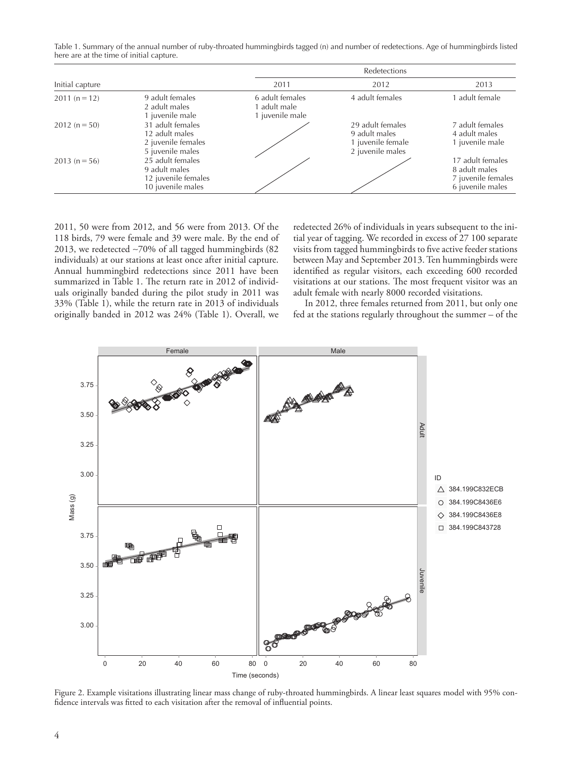Table 1. Summary of the annual number of ruby-throated hummingbirds tagged (n) and number of redetections. Age of hummingbirds listed here are at the time of initial capture.

| Initial capture | | Redetections | | |
|---|---|---|---|---|
| | | 2011 | 2012 | 2013 |
| 2011 (n = 12) | 9 adult females<br>2 adult males<br>1 juvenile male | 6 adult females<br>1 adult male<br>1 juvenile male | 4 adult females | 1 adult female |
| 2012 (n = 50) | 31 adult females<br>12 adult males<br>2 juvenile females<br>5 juvenile males | | 29 adult females<br>9 adult males<br>1 juvenile female<br>2 juvenile males | 7 adult females<br>4 adult males<br>1 juvenile male |
| 2013 (n = 56) | 25 adult females<br>9 adult males<br>12 juvenile females<br>10 juvenile males | | | 17 adult females<br>8 adult males<br>7 juvenile females<br>6 juvenile males |

2011, 50 were from 2012, and 56 were from 2013. Of the 118 birds, 79 were female and 39 were male. By the end of 2013, we redetected ~70% of all tagged hummingbirds (82 individuals) at our stations at least once after initial capture. Annual hummingbird redetections since 2011 have been summarized in Table 1. The return rate in 2012 of individuals originally banded during the pilot study in 2011 was 33% (Table 1), while the return rate in 2013 of individuals originally banded in 2012 was 24% (Table 1). Overall, we redetected 26% of individuals in years subsequent to the initial year of tagging. We recorded in excess of 27 100 separate visits from tagged hummingbirds to five active feeder stations between May and September 2013. Ten hummingbirds were identified as regular visitors, each exceeding 600 recorded visitations at our stations. The most frequent visitor was an adult female with nearly 8000 recorded visitations.

In 2012, three females returned from 2011, but only one fed at the stations regularly throughout the summer – of the

Figure 2. Example visitations illustrating linear mass change of ruby-throated hummingbirds. A linear least squares model with 95% confidence intervals was fitted to each visitation after the removal of influential points.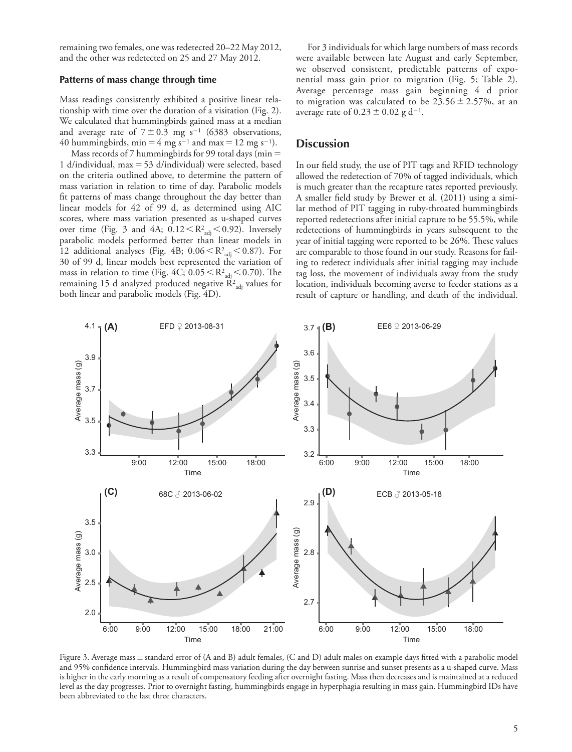remaining two females, one was redetected 20–22 May 2012, and the other was redetected on 25 and 27 May 2012.

### Patterns of mass change through time

Mass readings consistently exhibited a positive linear relationship with time over the duration of a visitation (Fig. 2). We calculated that hummingbirds gained mass at a median and average rate of $7 \pm 0.3$ mg $s^{-1}$ (6383 observations, 40 hummingbirds, min = 4 mg $s^{-1}$ and max = 12 mg $s^{-1}$).

Mass records of 7 hummingbirds for 99 total days (min = 1 d/individual, max = 53 d/individual) were selected, based on the criteria outlined above, to determine the pattern of mass variation in relation to time of day. Parabolic models fit patterns of mass change throughout the day better than linear models for 42 of 99 d, as determined using AIC scores, where mass variation presented as u-shaped curves over time (Fig. 3 and 4A; $0.12 < R^2_{adj} < 0.92$). Inversely parabolic models performed better than linear models in 12 additional analyses (Fig. 4B; $0.06 < R^2_{adj} < 0.87$). For 30 of 99 d, linear models best represented the variation of mass in relation to time (Fig. 4C; $0.05 < R^2_{adj} < 0.70$). The remaining 15 d analyzed produced negative $R^2_{adj}$ values for both linear and parabolic models (Fig. 4D).

For 3 individuals for which large numbers of mass records were available between late August and early September, we observed consistent, predictable patterns of exponential mass gain prior to migration (Fig. 5; Table 2). Average percentage mass gain beginning 4 d prior to migration was calculated to be $23.56 \pm 2.57\%$, at an average rate of $0.23 \pm 0.02$ g $d^{-1}$.

## Discussion

In our field study, the use of PIT tags and RFID technology allowed the redetection of 70% of tagged individuals, which is much greater than the recapture rates reported previously. A smaller field study by Brewer et al. (2011) using a similar method of PIT tagging in ruby-throated hummingbirds reported redetections after initial capture to be 55.5%, while redetections of hummingbirds in years subsequent to the year of initial tagging were reported to be 26%. These values are comparable to those found in our study. Reasons for failing to redetect individuals after initial tagging may include tag loss, the movement of individuals away from the study location, individuals becoming averse to feeder stations as a result of capture or handling, and death of the individual.

Figure 3. Average mass ± standard error of (A and B) adult females, (C and D) adult males on example days fitted with a parabolic model and 95% confidence intervals. Hummingbird mass variation during the day between sunrise and sunset presents as a u-shaped curve. Mass is higher in the early morning as a result of compensatory feeding after overnight fasting. Mass then decreases and is maintained at a reduced level as the day progresses. Prior to overnight fasting, hummingbirds engage in hyperphagia resulting in mass gain. Hummingbird IDs have been abbreviated to the last three characters.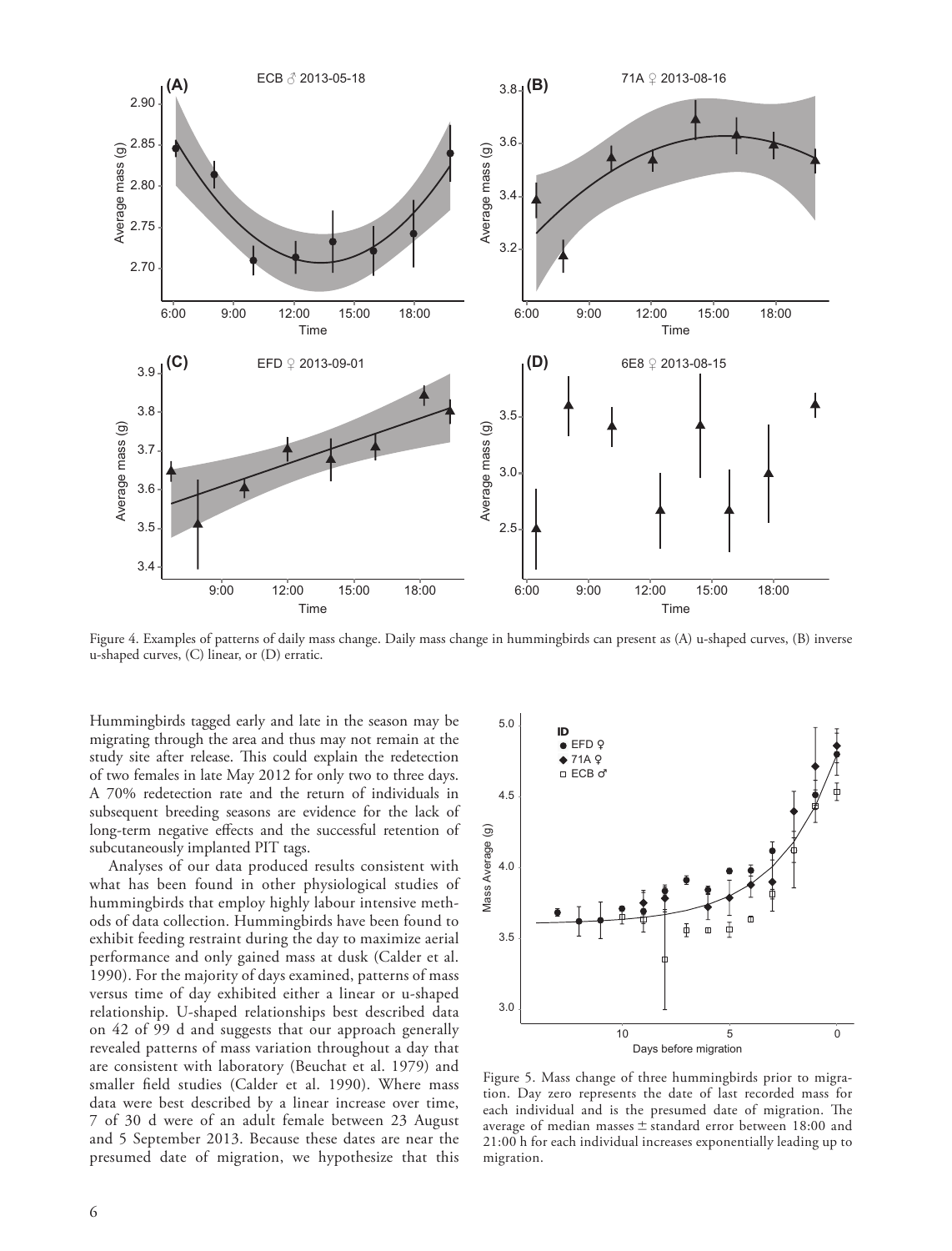Figure 4. Examples of patterns of daily mass change. Daily mass change in hummingbirds can present as (A) u-shaped curves, (B) inverse u-shaped curves, (C) linear, or (D) erratic.

Hummingbirds tagged early and late in the season may be migrating through the area and thus may not remain at the study site after release. This could explain the redetection of two females in late May 2012 for only two to three days. A 70% redetection rate and the return of individuals in subsequent breeding seasons are evidence for the lack of long-term negative effects and the successful retention of subcutaneously implanted PIT tags.

Analyses of our data produced results consistent with what has been found in other physiological studies of hummingbirds that employ highly labour intensive methods of data collection. Hummingbirds have been found to exhibit feeding restraint during the day to maximize aerial performance and only gained mass at dusk (Calder et al. 1990). For the majority of days examined, patterns of mass versus time of day exhibited either a linear or u-shaped relationship. U-shaped relationships best described data on 42 of 99 d and suggests that our approach generally revealed patterns of mass variation throughout a day that are consistent with laboratory (Beuchat et al. 1979) and smaller field studies (Calder et al. 1990). Where mass data were best described by a linear increase over time, 7 of 30 d were of an adult female between 23 August and 5 September 2013. Because these dates are near the presumed date of migration, we hypothesize that this

Figure 5. Mass change of three hummingbirds prior to migration. Day zero represents the date of last recorded mass for each individual and is the presumed date of migration. The average of median masses ± standard error between 18:00 and 21:00 h for each individual increases exponentially leading up to migration.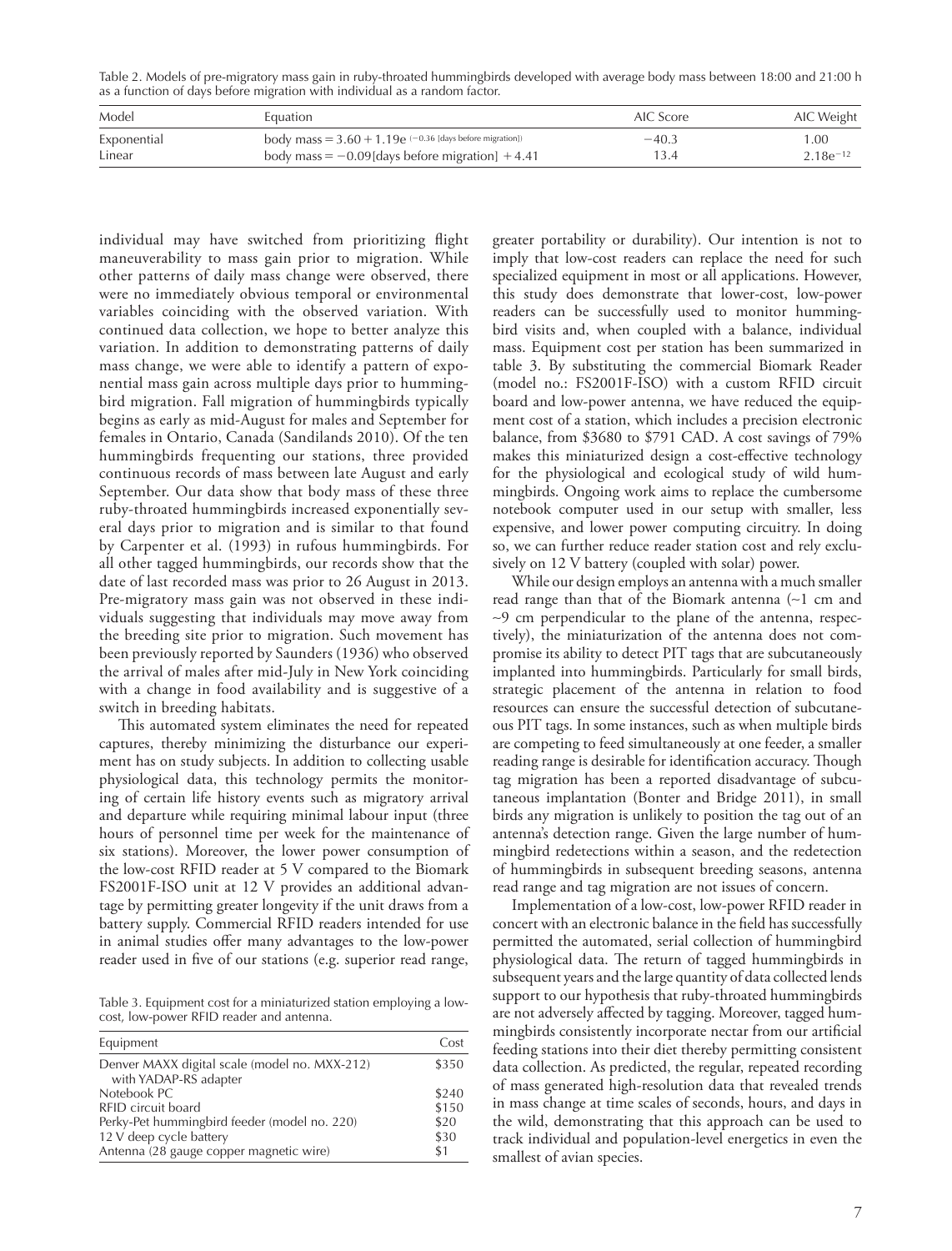Table 2. Models of pre-migratory mass gain in ruby-throated hummingbirds developed with average body mass between 18:00 and 21:00 h as a function of days before migration with individual as a random factor.

| Model | Equation | AIC Score | AIC Weight |
|---|---|---|---|
| Exponential | body mass $= 3.60 + 1.19e^{(-0.36\,[\text{days before migration}])}$ | −40.3 | 1.00 |
| Linear | body mass $= -0.09$[days before migration] $+ 4.41$ | 13.4 | $2.18e^{-12}$ |

individual may have switched from prioritizing flight maneuverability to mass gain prior to migration. While other patterns of daily mass change were observed, there were no immediately obvious temporal or environmental variables coinciding with the observed variation. With continued data collection, we hope to better analyze this variation. In addition to demonstrating patterns of daily mass change, we were able to identify a pattern of exponential mass gain across multiple days prior to hummingbird migration. Fall migration of hummingbirds typically begins as early as mid-August for males and September for females in Ontario, Canada (Sandilands 2010). Of the ten hummingbirds frequenting our stations, three provided continuous records of mass between late August and early September. Our data show that body mass of these three ruby-throated hummingbirds increased exponentially several days prior to migration and is similar to that found by Carpenter et al. (1993) in rufous hummingbirds. For all other tagged hummingbirds, our records show that the date of last recorded mass was prior to 26 August in 2013. Pre-migratory mass gain was not observed in these individuals suggesting that individuals may move away from the breeding site prior to migration. Such movement has been previously reported by Saunders (1936) who observed the arrival of males after mid-July in New York coinciding with a change in food availability and is suggestive of a switch in breeding habitats.

This automated system eliminates the need for repeated captures, thereby minimizing the disturbance our experiment has on study subjects. In addition to collecting usable physiological data, this technology permits the monitoring of certain life history events such as migratory arrival and departure while requiring minimal labour input (three hours of personnel time per week for the maintenance of six stations). Moreover, the lower power consumption of the low-cost RFID reader at 5 V compared to the Biomark FS2001F-ISO unit at 12 V provides an additional advantage by permitting greater longevity if the unit draws from a battery supply. Commercial RFID readers intended for use in animal studies offer many advantages to the low-power reader used in five of our stations (e.g. superior read range, greater portability or durability). Our intention is not to imply that low-cost readers can replace the need for such specialized equipment in most or all applications. However, this study does demonstrate that lower-cost, low-power readers can be successfully used to monitor hummingbird visits and, when coupled with a balance, individual mass. Equipment cost per station has been summarized in table 3. By substituting the commercial Biomark Reader (model no.: FS2001F-ISO) with a custom RFID circuit board and low-power antenna, we have reduced the equipment cost of a station, which includes a precision electronic balance, from \$3680 to \$791 CAD. A cost savings of 79% makes this miniaturized design a cost-effective technology for the physiological and ecological study of wild hummingbirds. Ongoing work aims to replace the cumbersome notebook computer used in our setup with smaller, less expensive, and lower power computing circuitry. In doing so, we can further reduce reader station cost and rely exclusively on 12 V battery (coupled with solar) power.

Table 3. Equipment cost for a miniaturized station employing a low-cost, low-power RFID reader and antenna.

| Equipment | Cost |
|---|---|
| Denver MAXX digital scale (model no. MXX-212) with YADAP-RS adapter | \$350 |
| Notebook PC | \$240 |
| RFID circuit board | \$150 |
| Perky-Pet hummingbird feeder (model no. 220) | \$20 |
| 12 V deep cycle battery | \$30 |
| Antenna (28 gauge copper magnetic wire) | \$1 |

While our design employs an antenna with a much smaller read range than that of the Biomark antenna (~1 cm and ~9 cm perpendicular to the plane of the antenna, respectively), the miniaturization of the antenna does not compromise its ability to detect PIT tags that are subcutaneously implanted into hummingbirds. Particularly for small birds, strategic placement of the antenna in relation to food resources can ensure the successful detection of subcutaneous PIT tags. In some instances, such as when multiple birds are competing to feed simultaneously at one feeder, a smaller reading range is desirable for identification accuracy. Though tag migration has been a reported disadvantage of subcutaneous implantation (Bonter and Bridge 2011), in small birds any migration is unlikely to position the tag out of an antenna's detection range. Given the large number of hummingbird redetections within a season, and the redetection of hummingbirds in subsequent breeding seasons, antenna read range and tag migration are not issues of concern.

Implementation of a low-cost, low-power RFID reader in concert with an electronic balance in the field has successfully permitted the automated, serial collection of hummingbird physiological data. The return of tagged hummingbirds in subsequent years and the large quantity of data collected lends support to our hypothesis that ruby-throated hummingbirds are not adversely affected by tagging. Moreover, tagged hummingbirds consistently incorporate nectar from our artificial feeding stations into their diet thereby permitting consistent data collection. As predicted, the regular, repeated recording of mass generated high-resolution data that revealed trends in mass change at time scales of seconds, hours, and days in the wild, demonstrating that this approach can be used to track individual and population-level energetics in even the smallest of avian species.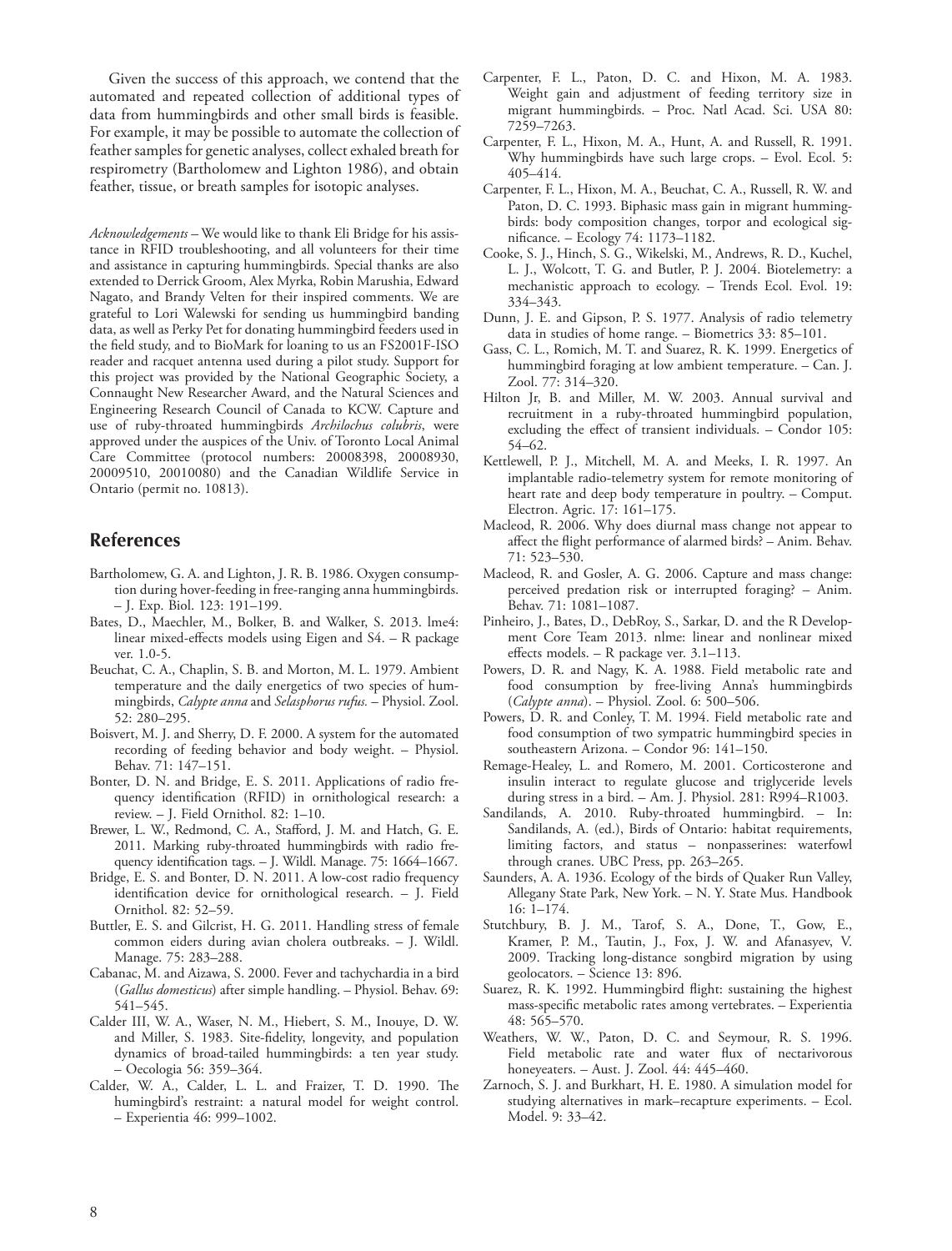Given the success of this approach, we contend that the automated and repeated collection of additional types of data from hummingbirds and other small birds is feasible. For example, it may be possible to automate the collection of feather samples for genetic analyses, collect exhaled breath for respirometry (Bartholomew and Lighton 1986), and obtain feather, tissue, or breath samples for isotopic analyses.

*Acknowledgements* – We would like to thank Eli Bridge for his assistance in RFID troubleshooting, and all volunteers for their time and assistance in capturing hummingbirds. Special thanks are also extended to Derrick Groom, Alex Myrka, Robin Marushia, Edward Nagato, and Brandy Velten for their inspired comments. We are grateful to Lori Walewski for sending us hummingbird banding data, as well as Perky Pet for donating hummingbird feeders used in the field study, and to BioMark for loaning to us an FS2001F-ISO reader and racquet antenna used during a pilot study. Support for this project was provided by the National Geographic Society, a Connaught New Researcher Award, and the Natural Sciences and Engineering Research Council of Canada to KCW. Capture and use of ruby-throated hummingbirds *Archilochus colubris*, were approved under the auspices of the Univ. of Toronto Local Animal Care Committee (protocol numbers: 20008398, 20008930, 20009510, 20010080) and the Canadian Wildlife Service in Ontario (permit no. 10813).

## References

Bartholomew, G. A. and Lighton, J. R. B. 1986. Oxygen consumption during hover-feeding in free-ranging anna hummingbirds. – J. Exp. Biol. 123: 191–199.

Bates, D., Maechler, M., Bolker, B. and Walker, S. 2013. lme4: linear mixed-effects models using Eigen and S4. – R package ver. 1.0-5.

Beuchat, C. A., Chaplin, S. B. and Morton, M. L. 1979. Ambient temperature and the daily energetics of two species of hummingbirds, *Calypte anna* and *Selasphorus rufus*. – Physiol. Zool. 52: 280–295.

Boisvert, M. J. and Sherry, D. F. 2000. A system for the automated recording of feeding behavior and body weight. – Physiol. Behav. 71: 147–151.

Bonter, D. N. and Bridge, E. S. 2011. Applications of radio frequency identification (RFID) in ornithological research: a review. – J. Field Ornithol. 82: 1–10.

Brewer, L. W., Redmond, C. A., Stafford, J. M. and Hatch, G. E. 2011. Marking ruby-throated hummingbirds with radio frequency identification tags. – J. Wildl. Manage. 75: 1664–1667.

Bridge, E. S. and Bonter, D. N. 2011. A low-cost radio frequency identification device for ornithological research. – J. Field Ornithol. 82: 52–59.

Buttler, E. S. and Gilcrist, H. G. 2011. Handling stress of female common eiders during avian cholera outbreaks. – J. Wildl. Manage. 75: 283–288.

Cabanac, M. and Aizawa, S. 2000. Fever and tachychardia in a bird (*Gallus domesticus*) after simple handling. – Physiol. Behav. 69: 541–545.

Calder III, W. A., Waser, N. M., Hiebert, S. M., Inouye, D. W. and Miller, S. 1983. Site-fidelity, longevity, and population dynamics of broad-tailed hummingbirds: a ten year study. – Oecologia 56: 359–364.

Calder, W. A., Calder, L. L. and Fraizer, T. D. 1990. The humingbird's restraint: a natural model for weight control. – Experientia 46: 999–1002.

Carpenter, F. L., Paton, D. C. and Hixon, M. A. 1983. Weight gain and adjustment of feeding territory size in migrant hummingbirds. – Proc. Natl Acad. Sci. USA 80: 7259–7263.

Carpenter, F. L., Hixon, M. A., Hunt, A. and Russell, R. 1991. Why hummingbirds have such large crops. – Evol. Ecol. 5: 405–414.

Carpenter, F. L., Hixon, M. A., Beuchat, C. A., Russell, R. W. and Paton, D. C. 1993. Biphasic mass gain in migrant hummingbirds: body composition changes, torpor and ecological significance. – Ecology 74: 1173–1182.

Cooke, S. J., Hinch, S. G., Wikelski, M., Andrews, R. D., Kuchel, L. J., Wolcott, T. G. and Butler, P. J. 2004. Biotelemetry: a mechanistic approach to ecology. – Trends Ecol. Evol. 19: 334–343.

Dunn, J. E. and Gipson, P. S. 1977. Analysis of radio telemetry data in studies of home range. – Biometrics 33: 85–101.

Gass, C. L., Romich, M. T. and Suarez, R. K. 1999. Energetics of hummingbird foraging at low ambient temperature. – Can. J. Zool. 77: 314–320.

Hilton Jr, B. and Miller, M. W. 2003. Annual survival and recruitment in a ruby-throated hummingbird population, excluding the effect of transient individuals. – Condor 105: 54–62.

Kettlewell, P. J., Mitchell, M. A. and Meeks, I. R. 1997. An implantable radio-telemetry system for remote monitoring of heart rate and deep body temperature in poultry. – Comput. Electron. Agric. 17: 161–175.

Macleod, R. 2006. Why does diurnal mass change not appear to affect the flight performance of alarmed birds? – Anim. Behav. 71: 523–530.

Macleod, R. and Gosler, A. G. 2006. Capture and mass change: perceived predation risk or interrupted foraging? – Anim. Behav. 71: 1081–1087.

Pinheiro, J., Bates, D., DebRoy, S., Sarkar, D. and the R Development Core Team 2013. nlme: linear and nonlinear mixed effects models. – R package ver. 3.1–113.

Powers, D. R. and Nagy, K. A. 1988. Field metabolic rate and food consumption by free-living Anna's hummingbirds (*Calypte anna*). – Physiol. Zool. 6: 500–506.

Powers, D. R. and Conley, T. M. 1994. Field metabolic rate and food consumption of two sympatric hummingbird species in southeastern Arizona. – Condor 96: 141–150.

Remage-Healey, L. and Romero, M. 2001. Corticosterone and insulin interact to regulate glucose and triglyceride levels during stress in a bird. – Am. J. Physiol. 281: R994–R1003.

Sandilands, A. 2010. Ruby-throated hummingbird. – In: Sandilands, A. (ed.), Birds of Ontario: habitat requirements, limiting factors, and status – nonpasserines: waterfowl through cranes. UBC Press, pp. 263–265.

Saunders, A. A. 1936. Ecology of the birds of Quaker Run Valley, Allegany State Park, New York. – N. Y. State Mus. Handbook 16: 1–174.

Stutchbury, B. J. M., Tarof, S. A., Done, T., Gow, E., Kramer, P. M., Tautin, J., Fox, J. W. and Afanasyev, V. 2009. Tracking long-distance songbird migration by using geolocators. – Science 13: 896.

Suarez, R. K. 1992. Hummingbird flight: sustaining the highest mass-specific metabolic rates among vertebrates. – Experientia 48: 565–570.

Weathers, W. W., Paton, D. C. and Seymour, R. S. 1996. Field metabolic rate and water flux of nectarivorous honeyeaters. – Aust. J. Zool. 44: 445–460.

Zarnoch, S. J. and Burkhart, H. E. 1980. A simulation model for studying alternatives in mark–recapture experiments. – Ecol. Model. 9: 33–42.